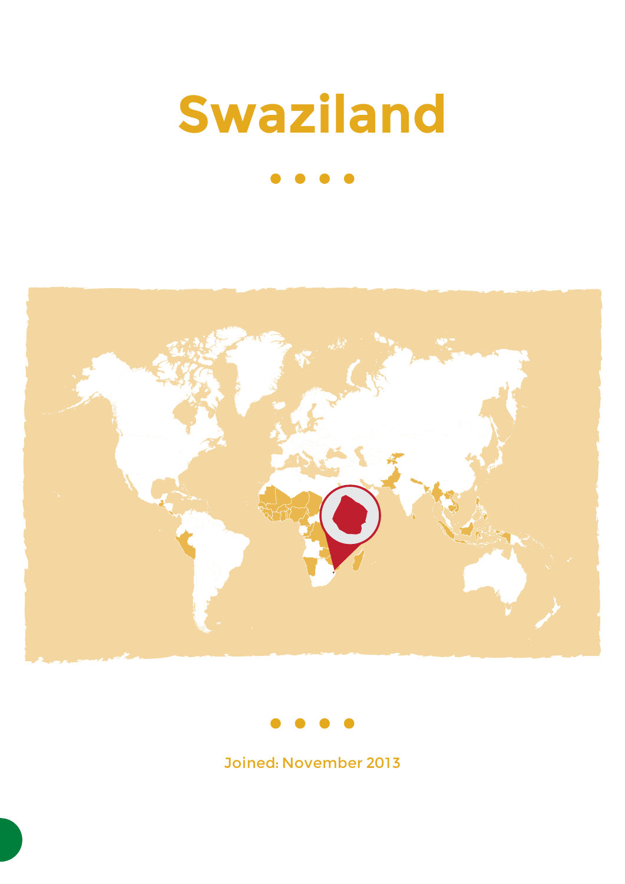# Swaziland

Joined: November 2013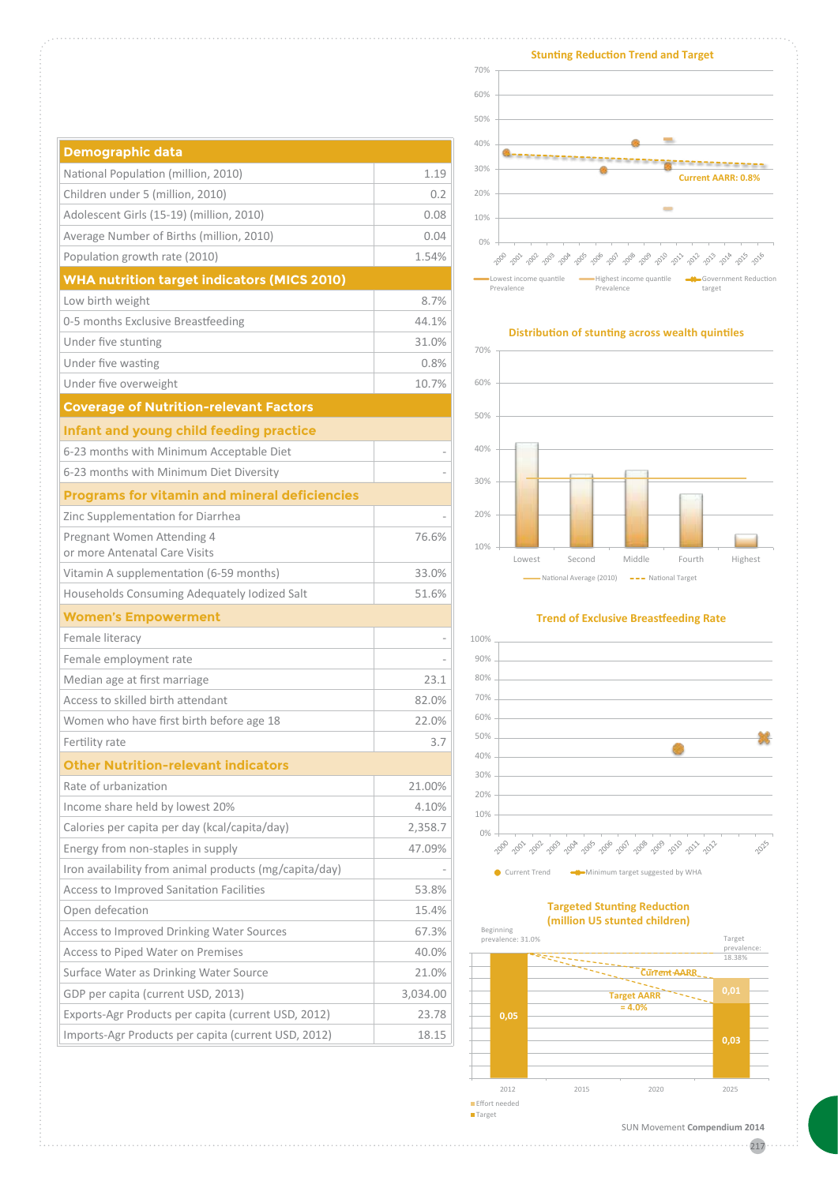| Demographic data | |
|---|---|
| National Population (million, 2010) | 1.19 |
| Children under 5 (million, 2010) | 0.2 |
| Adolescent Girls (15-19) (million, 2010) | 0.08 |
| Average Number of Births (million, 2010) | 0.04 |
| Population growth rate (2010) | 1.54% |
| **WHA nutrition target indicators (MICS 2010)** | |
| Low birth weight | 8.7% |
| 0-5 months Exclusive Breastfeeding | 44.1% |
| Under five stunting | 31.0% |
| Under five wasting | 0.8% |
| Under five overweight | 10.7% |
| **Coverage of Nutrition-relevant Factors** | |
| **Infant and young child feeding practice** | |
| 6-23 months with Minimum Acceptable Diet | - |
| 6-23 months with Minimum Diet Diversity | - |
| **Programs for vitamin and mineral deficiencies** | |
| Zinc Supplementation for Diarrhea | - |
| Pregnant Women Attending 4 or more Antenatal Care Visits | 76.6% |
| Vitamin A supplementation (6-59 months) | 33.0% |
| Households Consuming Adequately Iodized Salt | 51.6% |
| **Women's Empowerment** | |
| Female literacy | - |
| Female employment rate | - |
| Median age at first marriage | 23.1 |
| Access to skilled birth attendant | 82.0% |
| Women who have first birth before age 18 | 22.0% |
| Fertility rate | 3.7 |
| **Other Nutrition-relevant indicators** | |
| Rate of urbanization | 21.00% |
| Income share held by lowest 20% | 4.10% |
| Calories per capita per day (kcal/capita/day) | 2,358.7 |
| Energy from non-staples in supply | 47.09% |
| Iron availability from animal products (mg/capita/day) | - |
| Access to Improved Sanitation Facilities | 53.8% |
| Open defecation | 15.4% |
| Access to Improved Drinking Water Sources | 67.3% |
| Access to Piped Water on Premises | 40.0% |
| Surface Water as Drinking Water Source | 21.0% |
| GDP per capita (current USD, 2013) | 3,034.00 |
| Exports-Agr Products per capita (current USD, 2012) | 23.78 |
| Imports-Agr Products per capita (current USD, 2012) | 18.15 |

**Stunting Reduction Trend and Target**

Current AARR: 0.8%

Lowest income quantile Prevalence — Highest income quantile Prevalence — Government Reduction target

**Distribution of stunting across wealth quintiles**

Lowest, Second, Middle, Fourth, Highest

National Average (2010) — National Target

**Trend of Exclusive Breastfeeding Rate**

Current Trend — Minimum target suggested by WHA

**Targeted Stunting Reduction (million U5 stunted children)**

Beginning prevalence: 31.0%

Target prevalence: 18.38%

Current AARR

Target AARR = 4.0%

2012: 0,05; 2025: 0,03 (Target), 0,01 (Effort needed)

Effort needed
Target

SUN Movement **Compendium 2014**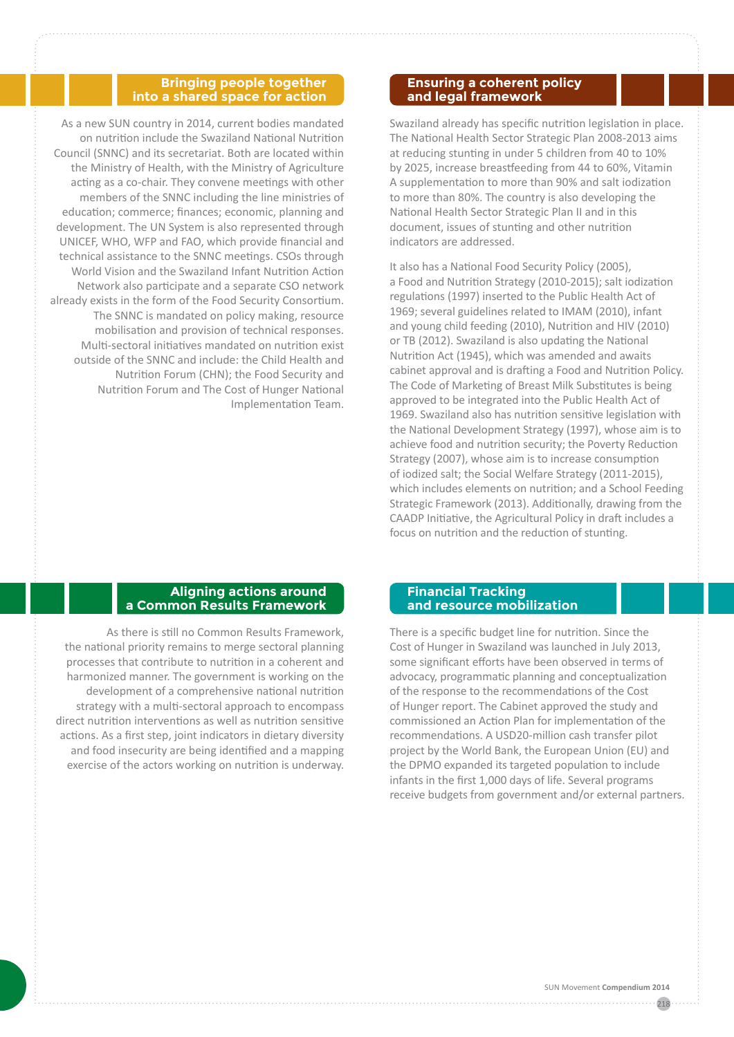## Bringing people together into a shared space for action

As a new SUN country in 2014, current bodies mandated on nutrition include the Swaziland National Nutrition Council (SNNC) and its secretariat. Both are located within the Ministry of Health, with the Ministry of Agriculture acting as a co-chair. They convene meetings with other members of the SNNC including the line ministries of education; commerce; finances; economic, planning and development. The UN System is also represented through UNICEF, WHO, WFP and FAO, which provide financial and technical assistance to the SNNC meetings. CSOs through World Vision and the Swaziland Infant Nutrition Action Network also participate and a separate CSO network already exists in the form of the Food Security Consortium. The SNNC is mandated on policy making, resource mobilisation and provision of technical responses. Multi-sectoral initiatives mandated on nutrition exist outside of the SNNC and include: the Child Health and Nutrition Forum (CHN); the Food Security and Nutrition Forum and The Cost of Hunger National Implementation Team.

## Ensuring a coherent policy and legal framework

Swaziland already has specific nutrition legislation in place. The National Health Sector Strategic Plan 2008-2013 aims at reducing stunting in under 5 children from 40 to 10% by 2025, increase breastfeeding from 44 to 60%, Vitamin A supplementation to more than 90% and salt iodization to more than 80%. The country is also developing the National Health Sector Strategic Plan II and in this document, issues of stunting and other nutrition indicators are addressed.

It also has a National Food Security Policy (2005), a Food and Nutrition Strategy (2010-2015); salt iodization regulations (1997) inserted to the Public Health Act of 1969; several guidelines related to IMAM (2010), infant and young child feeding (2010), Nutrition and HIV (2010) or TB (2012). Swaziland is also updating the National Nutrition Act (1945), which was amended and awaits cabinet approval and is drafting a Food and Nutrition Policy. The Code of Marketing of Breast Milk Substitutes is being approved to be integrated into the Public Health Act of 1969. Swaziland also has nutrition sensitive legislation with the National Development Strategy (1997), whose aim is to achieve food and nutrition security; the Poverty Reduction Strategy (2007), whose aim is to increase consumption of iodized salt; the Social Welfare Strategy (2011-2015), which includes elements on nutrition; and a School Feeding Strategic Framework (2013). Additionally, drawing from the CAADP Initiative, the Agricultural Policy in draft includes a focus on nutrition and the reduction of stunting.

## Aligning actions around a Common Results Framework

As there is still no Common Results Framework, the national priority remains to merge sectoral planning processes that contribute to nutrition in a coherent and harmonized manner. The government is working on the development of a comprehensive national nutrition strategy with a multi-sectoral approach to encompass direct nutrition interventions as well as nutrition sensitive actions. As a first step, joint indicators in dietary diversity and food insecurity are being identified and a mapping exercise of the actors working on nutrition is underway.

## Financial Tracking and resource mobilization

There is a specific budget line for nutrition. Since the Cost of Hunger in Swaziland was launched in July 2013, some significant efforts have been observed in terms of advocacy, programmatic planning and conceptualization of the response to the recommendations of the Cost of Hunger report. The Cabinet approved the study and commissioned an Action Plan for implementation of the recommendations. A USD20-million cash transfer pilot project by the World Bank, the European Union (EU) and the DPMO expanded its targeted population to include infants in the first 1,000 days of life. Several programs receive budgets from government and/or external partners.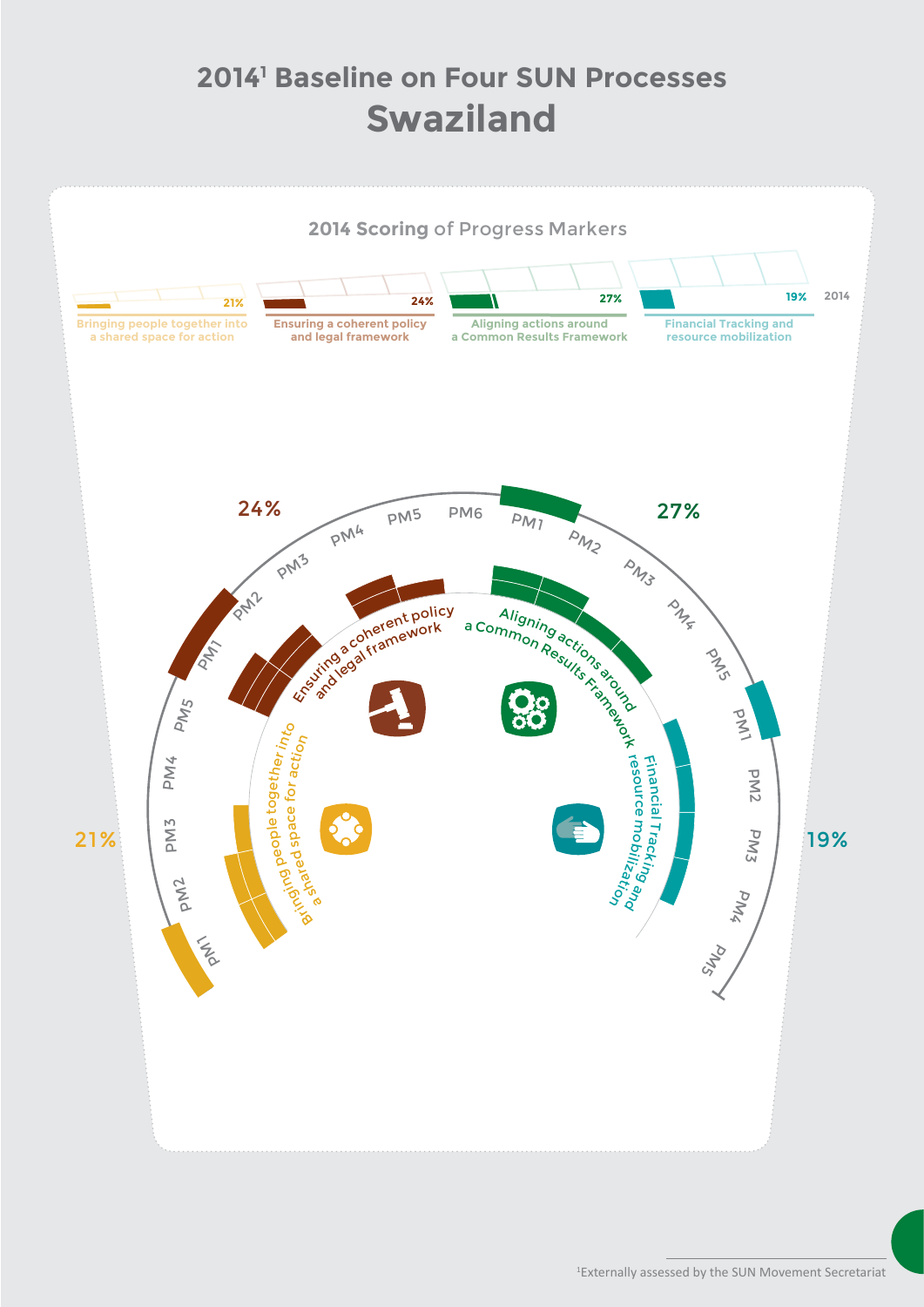# 2014[1] Baseline on Four SUN Processes

# Swaziland

**2014 Scoring** of Progress Markers

21% Bringing people together into a shared space for action

24% Ensuring a coherent policy and legal framework

27% Aligning actions around a Common Results Framework

19% Financial Tracking and resource mobilization

2014

24%

27%

21%

19%

Ensuring a coherent policy and legal framework

PM1 PM2 PM3 PM4 PM5 PM6

Aligning actions around a Common Results Framework

PM1 PM2 PM3 PM4 PM5

Bringing people together into a shared space for action

PM1 PM2 PM3 PM4 PM5

Financial Tracking and resource mobilization

PM1 PM2 PM3 PM4 PM5

[1]Externally assessed by the SUN Movement Secretariat